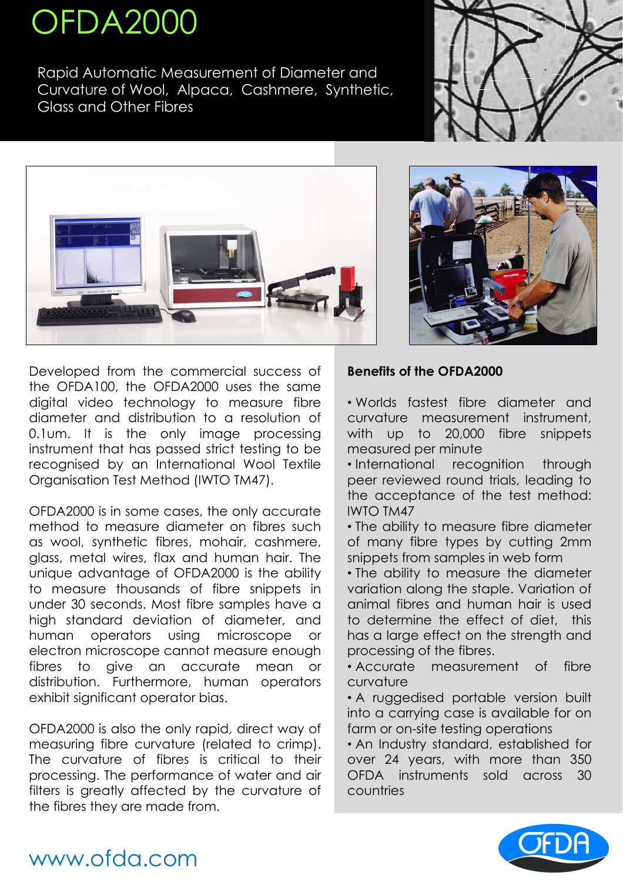# OFDA2000

Rapid Automatic Measurement of Diameter and Curvature of Wool, Alpaca, Cashmere, Synthetic, Glass and Other Fibres

Developed from the commercial success of the OFDA100, the OFDA2000 uses the same digital video technology to measure fibre diameter and distribution to a resolution of 0.1um. It is the only image processing instrument that has passed strict testing to be recognised by an International Wool Textile Organisation Test Method (IWTO TM47).

OFDA2000 is in some cases, the only accurate method to measure diameter on fibres such as wool, synthetic fibres, mohair, cashmere, glass, metal wires, flax and human hair. The unique advantage of OFDA2000 is the ability to measure thousands of fibre snippets in under 30 seconds. Most fibre samples have a high standard deviation of diameter, and human operators using microscope or electron microscope cannot measure enough fibres to give an accurate mean or distribution. Furthermore, human operators exhibit significant operator bias.

OFDA2000 is also the only rapid, direct way of measuring fibre curvature (related to crimp). The curvature of fibres is critical to their processing. The performance of water and air filters is greatly affected by the curvature of the fibres they are made from.

**Benefits of the OFDA2000**

- Worlds fastest fibre diameter and curvature measurement instrument, with up to 20,000 fibre snippets measured per minute
- International recognition through peer reviewed round trials, leading to the acceptance of the test method: IWTO TM47
- The ability to measure fibre diameter of many fibre types by cutting 2mm snippets from samples in web form
- The ability to measure the diameter variation along the staple. Variation of animal fibres and human hair is used to determine the effect of diet, this has a large effect on the strength and processing of the fibres.
- Accurate measurement of fibre curvature
- A ruggedised portable version built into a carrying case is available for on farm or on-site testing operations
- An Industry standard, established for over 24 years, with more than 350 OFDA instruments sold across 30 countries

www.ofda.com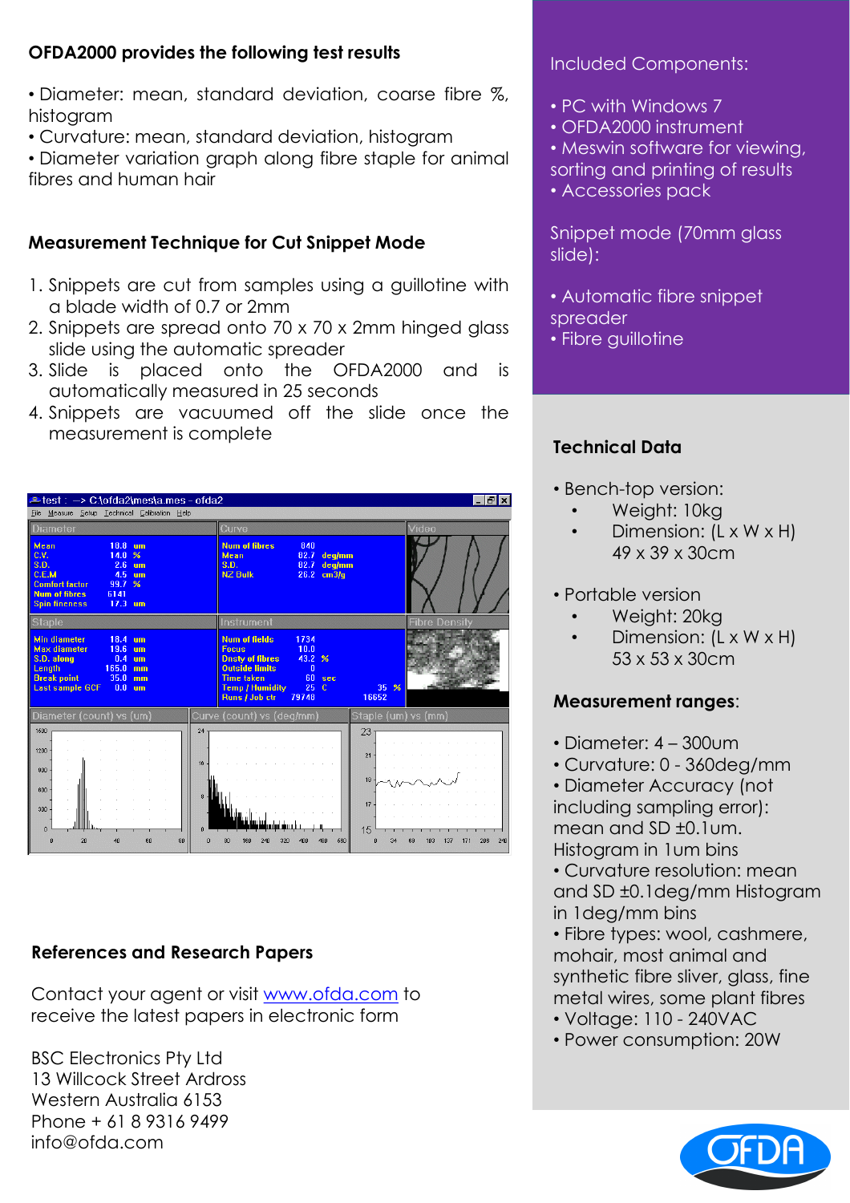## OFDA2000 provides the following test results

- Diameter: mean, standard deviation, coarse fibre %, histogram
- Curvature: mean, standard deviation, histogram
- Diameter variation graph along fibre staple for animal fibres and human hair

## Measurement Technique for Cut Snippet Mode

1. Snippets are cut from samples using a guillotine with a blade width of 0.7 or 2mm
2. Snippets are spread onto 70 x 70 x 2mm hinged glass slide using the automatic spreader
3. Slide is placed onto the OFDA2000 and is automatically measured in 25 seconds
4. Snippets are vacuumed off the slide once the measurement is complete

## References and Research Papers

Contact your agent or visit [www.ofda.com](http://www.ofda.com) to receive the latest papers in electronic form

BSC Electronics Pty Ltd
13 Willcock Street Ardross
Western Australia 6153
Phone + 61 8 9316 9499
info@ofda.com

Included Components:

- PC with Windows 7
- OFDA2000 instrument
- Meswin software for viewing, sorting and printing of results
- Accessories pack

Snippet mode (70mm glass slide):

- Automatic fibre snippet spreader
- Fibre guillotine

## Technical Data

- Bench-top version:
  - Weight: 10kg
  - Dimension: (L x W x H) 49 x 39 x 30cm
- Portable version
  - Weight: 20kg
  - Dimension: (L x W x H) 53 x 53 x 30cm

## Measurement ranges:

- Diameter: 4 – 300um
- Curvature: 0 - 360deg/mm
- Diameter Accuracy (not including sampling error): mean and SD ±0.1um. Histogram in 1um bins
- Curvature resolution: mean and SD ±0.1deg/mm Histogram in 1deg/mm bins
- Fibre types: wool, cashmere, mohair, most animal and synthetic fibre sliver, glass, fine metal wires, some plant fibres
- Voltage: 110 - 240VAC
- Power consumption: 20W